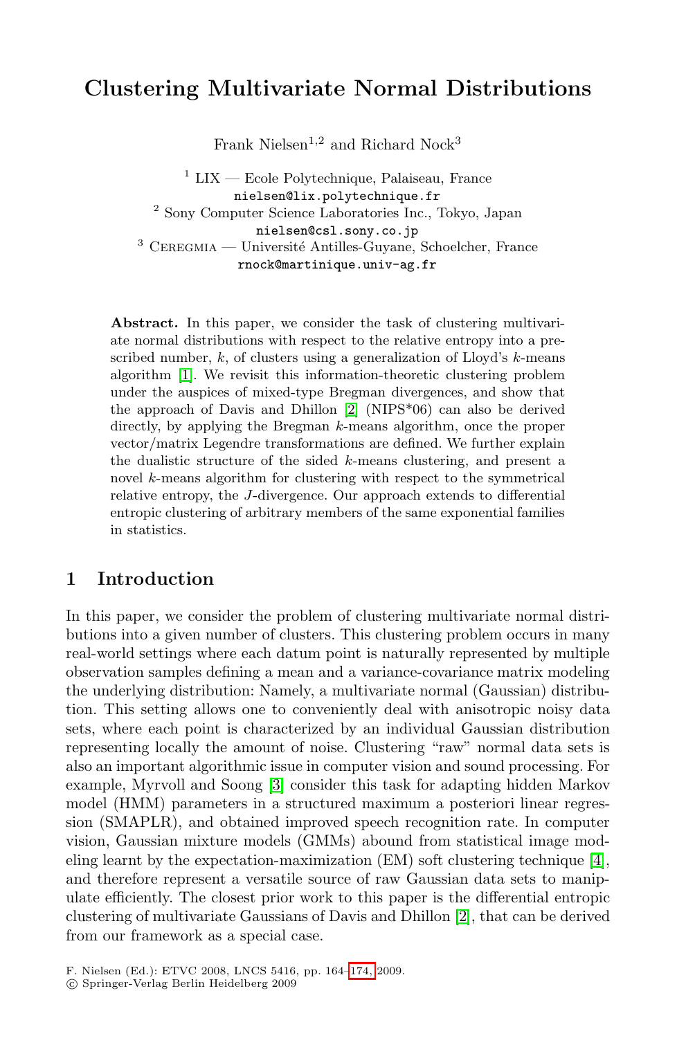# Clustering Multivariate Normal Distributions

Frank Nielsen[1,2] and Richard Nock[3]

[1] LIX — Ecole Polytechnique, Palaiseau, France
nielsen@lix.polytechnique.fr
[2] Sony Computer Science Laboratories Inc., Tokyo, Japan
nielsen@csl.sony.co.jp
[3] Ceregmia — Université Antilles-Guyane, Schoelcher, France
rnock@martinique.univ-ag.fr

**Abstract.** In this paper, we consider the task of clustering multivariate normal distributions with respect to the relative entropy into a prescribed number, $k$, of clusters using a generalization of Lloyd's $k$-means algorithm [1]. We revisit this information-theoretic clustering problem under the auspices of mixed-type Bregman divergences, and show that the approach of Davis and Dhillon [2] (NIPS*06) can also be derived directly, by applying the Bregman $k$-means algorithm, once the proper vector/matrix Legendre transformations are defined. We further explain the dualistic structure of the sided $k$-means clustering, and present a novel $k$-means algorithm for clustering with respect to the symmetrical relative entropy, the $J$-divergence. Our approach extends to differential entropic clustering of arbitrary members of the same exponential families in statistics.

## 1 Introduction

In this paper, we consider the problem of clustering multivariate normal distributions into a given number of clusters. This clustering problem occurs in many real-world settings where each datum point is naturally represented by multiple observation samples defining a mean and a variance-covariance matrix modeling the underlying distribution: Namely, a multivariate normal (Gaussian) distribution. This setting allows one to conveniently deal with anisotropic noisy data sets, where each point is characterized by an individual Gaussian distribution representing locally the amount of noise. Clustering "raw" normal data sets is also an important algorithmic issue in computer vision and sound processing. For example, Myrvoll and Soong [3] consider this task for adapting hidden Markov model (HMM) parameters in a structured maximum a posteriori linear regression (SMAPLR), and obtained improved speech recognition rate. In computer vision, Gaussian mixture models (GMMs) abound from statistical image modeling learnt by the expectation-maximization (EM) soft clustering technique [4], and therefore represent a versatile source of raw Gaussian data sets to manipulate efficiently. The closest prior work to this paper is the differential entropic clustering of multivariate Gaussians of Davis and Dhillon [2], that can be derived from our framework as a special case.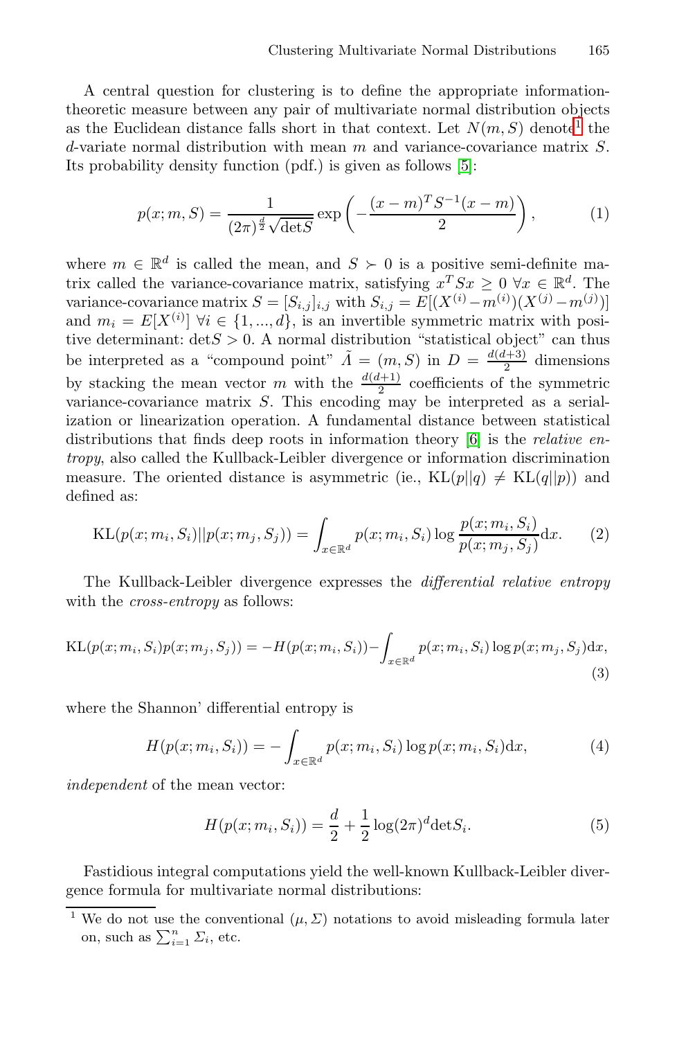A central question for clustering is to define the appropriate information-theoretic measure between any pair of multivariate normal distribution objects as the Euclidean distance falls short in that context. Let $N(m, S)$ denote[1] the $d$-variate normal distribution with mean $m$ and variance-covariance matrix $S$. Its probability density function (pdf.) is given as follows [5]:

$$p(x; m, S) = \frac{1}{(2\pi)^{\frac{d}{2}}\sqrt{\det S}} \exp\left(-\frac{(x-m)^T S^{-1}(x-m)}{2}\right), \tag{1}$$

where $m \in \mathbb{R}^d$ is called the mean, and $S \succ 0$ is a positive semi-definite matrix called the variance-covariance matrix, satisfying $x^T S x \geq 0 \ \forall x \in \mathbb{R}^d$. The variance-covariance matrix $S = [S_{i,j}]_{i,j}$ with $S_{i,j} = E[(X^{(i)} - m^{(i)})(X^{(j)} - m^{(j)})]$ and $m_i = E[X^{(i)}] \ \forall i \in \{1, ..., d\}$, is an invertible symmetric matrix with positive determinant: $\det S > 0$. A normal distribution "statistical object" can thus be interpreted as a "compound point" $\tilde{\Lambda} = (m, S)$ in $D = \frac{d(d+3)}{2}$ dimensions by stacking the mean vector $m$ with the $\frac{d(d+1)}{2}$ coefficients of the symmetric variance-covariance matrix $S$. This encoding may be interpreted as a serialization or linearization operation. A fundamental distance between statistical distributions that finds deep roots in information theory [6] is the *relative entropy*, also called the Kullback-Leibler divergence or information discrimination measure. The oriented distance is asymmetric (ie., $\mathrm{KL}(p||q) \neq \mathrm{KL}(q||p)$) and defined as:

$$\mathrm{KL}(p(x; m_i, S_i)||p(x; m_j, S_j)) = \int_{x \in \mathbb{R}^d} p(x; m_i, S_i) \log \frac{p(x; m_i, S_i)}{p(x; m_j, S_j)} \mathrm{d}x. \tag{2}$$

The Kullback-Leibler divergence expresses the *differential relative entropy* with the *cross-entropy* as follows:

$$\mathrm{KL}(p(x; m_i, S_i) p(x; m_j, S_j)) = -H(p(x; m_i, S_i)) - \int_{x \in \mathbb{R}^d} p(x; m_i, S_i) \log p(x; m_j, S_j) \mathrm{d}x, \tag{3}$$

where the Shannon' differential entropy is

$$H(p(x; m_i, S_i)) = -\int_{x \in \mathbb{R}^d} p(x; m_i, S_i) \log p(x; m_i, S_i) \mathrm{d}x, \tag{4}$$

*independent* of the mean vector:

$$H(p(x; m_i, S_i)) = \frac{d}{2} + \frac{1}{2} \log(2\pi)^d \det S_i. \tag{5}$$

Fastidious integral computations yield the well-known Kullback-Leibler divergence formula for multivariate normal distributions:

---

[1] We do not use the conventional $(\mu, \Sigma)$ notations to avoid misleading formula later on, such as $\sum_{i=1}^{n} \Sigma_i$, etc.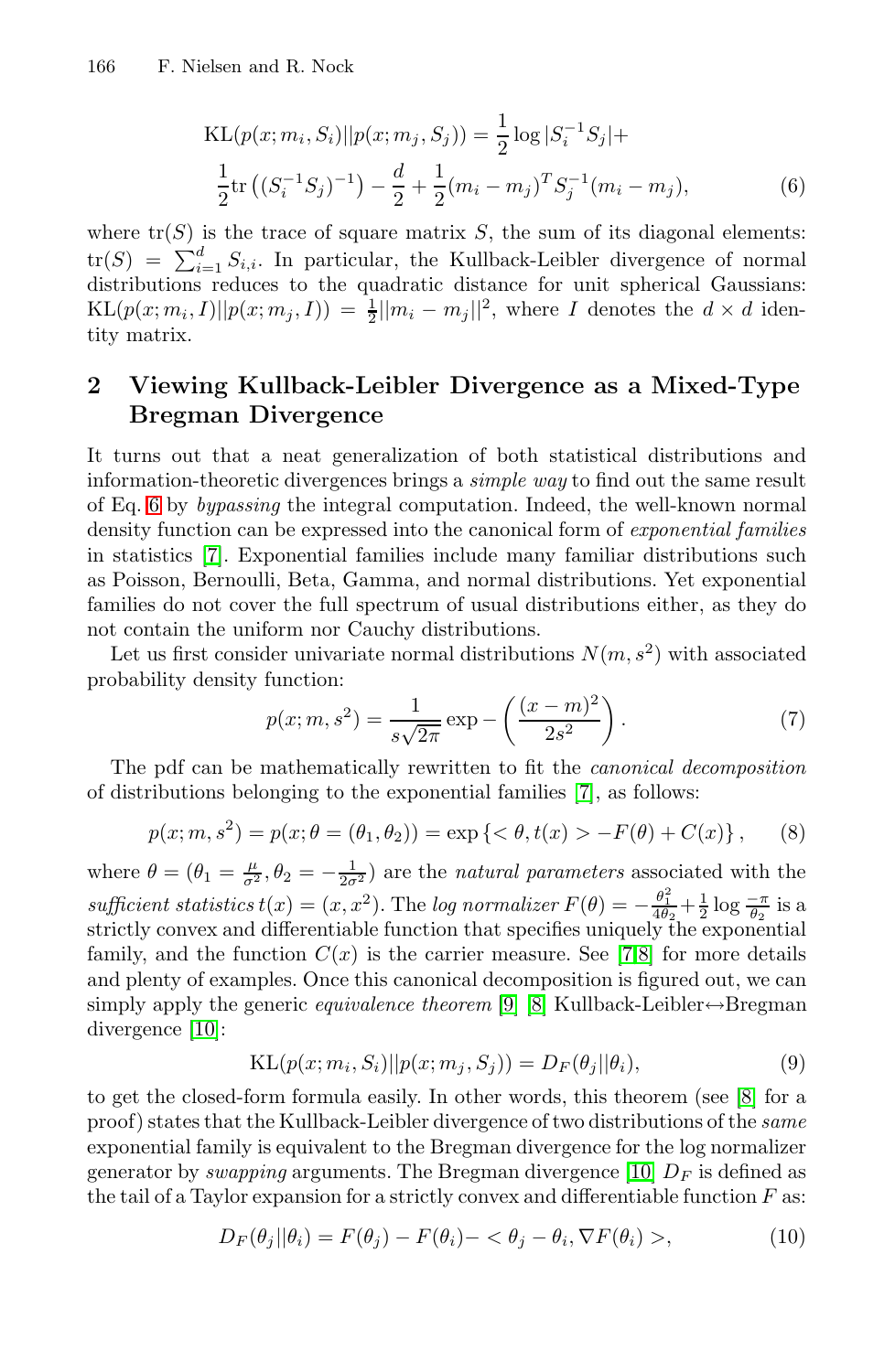$$\mathrm{KL}(p(x;m_i,S_i)||p(x;m_j,S_j)) = \frac{1}{2}\log|S_i^{-1}S_j| + \frac{1}{2}\mathrm{tr}\left((S_i^{-1}S_j)^{-1}\right) - \frac{d}{2} + \frac{1}{2}(m_i-m_j)^T S_j^{-1}(m_i-m_j), \tag{6}$$

where $\mathrm{tr}(S)$ is the trace of square matrix $S$, the sum of its diagonal elements: $\mathrm{tr}(S) = \sum_{i=1}^{d} S_{i,i}$. In particular, the Kullback-Leibler divergence of normal distributions reduces to the quadratic distance for unit spherical Gaussians: $\mathrm{KL}(p(x;m_i,I)||p(x;m_j,I)) = \frac{1}{2}||m_i - m_j||^2$, where $I$ denotes the $d \times d$ identity matrix.

## 2 Viewing Kullback-Leibler Divergence as a Mixed-Type Bregman Divergence

It turns out that a neat generalization of both statistical distributions and information-theoretic divergences brings a *simple way* to find out the same result of Eq. 6 by *bypassing* the integral computation. Indeed, the well-known normal density function can be expressed into the canonical form of *exponential families* in statistics [7]. Exponential families include many familiar distributions such as Poisson, Bernoulli, Beta, Gamma, and normal distributions. Yet exponential families do not cover the full spectrum of usual distributions either, as they do not contain the uniform nor Cauchy distributions.

Let us first consider univariate normal distributions $N(m, s^2)$ with associated probability density function:

$$p(x;m,s^2) = \frac{1}{s\sqrt{2\pi}} \exp - \left(\frac{(x-m)^2}{2s^2}\right). \tag{7}$$

The pdf can be mathematically rewritten to fit the *canonical decomposition* of distributions belonging to the exponential families [7], as follows:

$$p(x;m,s^2) = p(x;\theta = (\theta_1,\theta_2)) = \exp\left\{<\theta, t(x)> - F(\theta) + C(x)\right\}, \tag{8}$$

where $\theta = (\theta_1 = \frac{\mu}{\sigma^2}, \theta_2 = -\frac{1}{2\sigma^2})$ are the *natural parameters* associated with the *sufficient statistics* $t(x) = (x, x^2)$. The *log normalizer* $F(\theta) = -\frac{\theta_1^2}{4\theta_2} + \frac{1}{2}\log\frac{-\pi}{\theta_2}$ is a strictly convex and differentiable function that specifies uniquely the exponential family, and the function $C(x)$ is the carrier measure. See [7,8] for more details and plenty of examples. Once this canonical decomposition is figured out, we can simply apply the generic *equivalence theorem* [9] [8] Kullback-Leibler↔Bregman divergence [10]:

$$\mathrm{KL}(p(x;m_i,S_i)||p(x;m_j,S_j)) = D_F(\theta_j||\theta_i), \tag{9}$$

to get the closed-form formula easily. In other words, this theorem (see [8] for a proof) states that the Kullback-Leibler divergence of two distributions of the *same* exponential family is equivalent to the Bregman divergence for the log normalizer generator by *swapping* arguments. The Bregman divergence [10] $D_F$ is defined as the tail of a Taylor expansion for a strictly convex and differentiable function $F$ as:

$$D_F(\theta_j||\theta_i) = F(\theta_j) - F(\theta_i) - <\theta_j - \theta_i, \nabla F(\theta_i)>, \tag{10}$$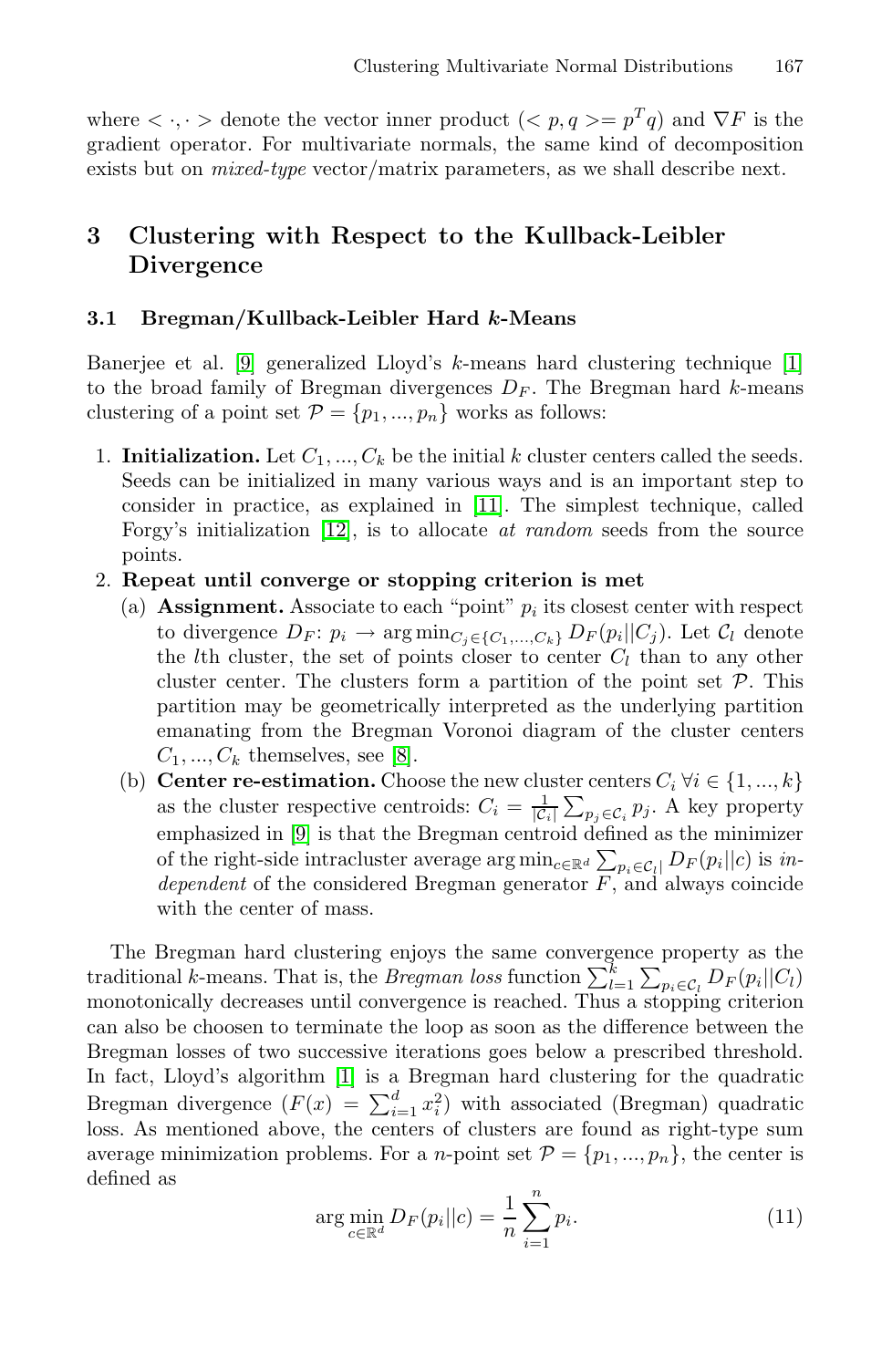where $< \cdot, \cdot >$ denote the vector inner product ($< p, q >= p^T q$) and $\nabla F$ is the gradient operator. For multivariate normals, the same kind of decomposition exists but on *mixed-type* vector/matrix parameters, as we shall describe next.

## 3 Clustering with Respect to the Kullback-Leibler Divergence

### 3.1 Bregman/Kullback-Leibler Hard *k*-Means

Banerjee et al. [9] generalized Lloyd's $k$-means hard clustering technique [1] to the broad family of Bregman divergences $D_F$. The Bregman hard $k$-means clustering of a point set $\mathcal{P} = \{p_1, ..., p_n\}$ works as follows:

1. **Initialization.** Let $C_1, ..., C_k$ be the initial $k$ cluster centers called the seeds. Seeds can be initialized in many various ways and is an important step to consider in practice, as explained in [11]. The simplest technique, called Forgy's initialization [12], is to allocate *at random* seeds from the source points.
2. **Repeat until converge or stopping criterion is met**
   (a) **Assignment.** Associate to each "point" $p_i$ its closest center with respect to divergence $D_F$: $p_i \rightarrow \arg\min_{C_j \in \{C_1, ..., C_k\}} D_F(p_i || C_j)$. Let $\mathcal{C}_l$ denote the $l$th cluster, the set of points closer to center $C_l$ than to any other cluster center. The clusters form a partition of the point set $\mathcal{P}$. This partition may be geometrically interpreted as the underlying partition emanating from the Bregman Voronoi diagram of the cluster centers $C_1, ..., C_k$ themselves, see [8].
   (b) **Center re-estimation.** Choose the new cluster centers $C_i \; \forall i \in \{1, ..., k\}$ as the cluster respective centroids: $C_i = \frac{1}{|\mathcal{C}_i|} \sum_{p_j \in \mathcal{C}_i} p_j$. A key property emphasized in [9] is that the Bregman centroid defined as the minimizer of the right-side intracluster average $\arg\min_{c \in \mathbb{R}^d} \sum_{p_i \in \mathcal{C}_l|} D_F(p_i || c)$ is *independent* of the considered Bregman generator $F$, and always coincide with the center of mass.

The Bregman hard clustering enjoys the same convergence property as the traditional $k$-means. That is, the *Bregman loss* function $\sum_{l=1}^{k} \sum_{p_i \in \mathcal{C}_l} D_F(p_i || C_l)$ monotonically decreases until convergence is reached. Thus a stopping criterion can also be choosen to terminate the loop as soon as the difference between the Bregman losses of two successive iterations goes below a prescribed threshold. In fact, Lloyd's algorithm [1] is a Bregman hard clustering for the quadratic Bregman divergence ($F(x) = \sum_{i=1}^{d} x_i^2$) with associated (Bregman) quadratic loss. As mentioned above, the centers of clusters are found as right-type sum average minimization problems. For a $n$-point set $\mathcal{P} = \{p_1, ..., p_n\}$, the center is defined as

$$\arg\min_{c \in \mathbb{R}^d} D_F(p_i || c) = \frac{1}{n} \sum_{i=1}^{n} p_i. \tag{11}$$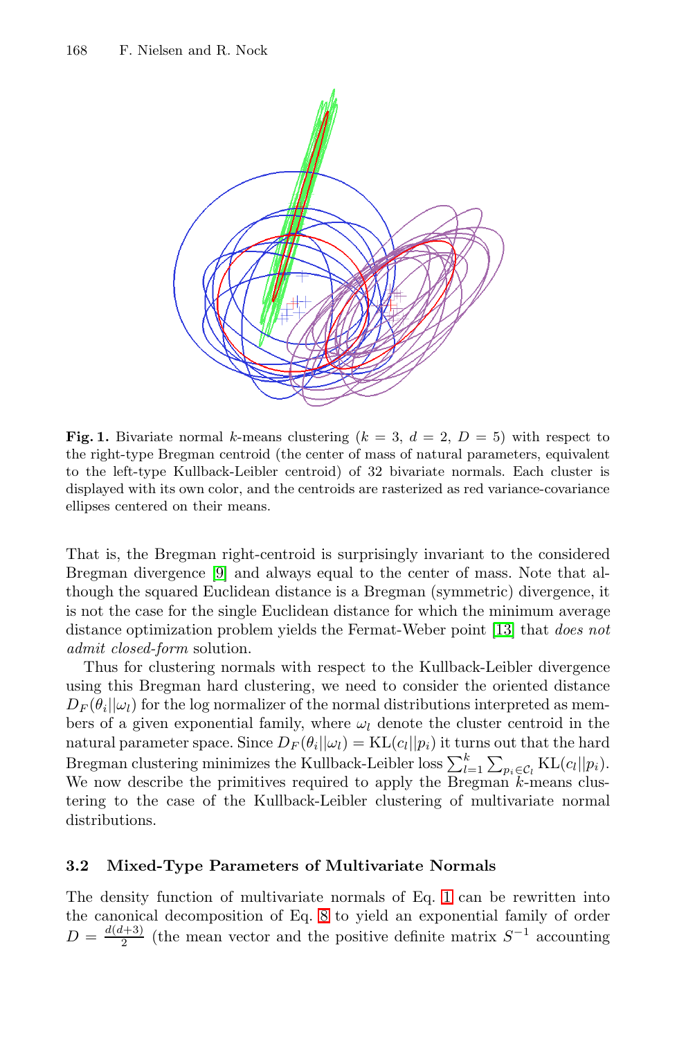**Fig. 1.** Bivariate normal $k$-means clustering ($k = 3$, $d = 2$, $D = 5$) with respect to the right-type Bregman centroid (the center of mass of natural parameters, equivalent to the left-type Kullback-Leibler centroid) of 32 bivariate normals. Each cluster is displayed with its own color, and the centroids are rasterized as red variance-covariance ellipses centered on their means.

That is, the Bregman right-centroid is surprisingly invariant to the considered Bregman divergence [9] and always equal to the center of mass. Note that although the squared Euclidean distance is a Bregman (symmetric) divergence, it is not the case for the single Euclidean distance for which the minimum average distance optimization problem yields the Fermat-Weber point [13] that *does not admit closed-form* solution.

Thus for clustering normals with respect to the Kullback-Leibler divergence using this Bregman hard clustering, we need to consider the oriented distance $D_F(\theta_i || \omega_l)$ for the log normalizer of the normal distributions interpreted as members of a given exponential family, where $\omega_l$ denote the cluster centroid in the natural parameter space. Since $D_F(\theta_i || \omega_l) = \mathrm{KL}(c_l || p_i)$ it turns out that the hard Bregman clustering minimizes the Kullback-Leibler loss $\sum_{l=1}^{k} \sum_{p_i \in \mathcal{C}_l} \mathrm{KL}(c_l || p_i)$. We now describe the primitives required to apply the Bregman $k$-means clustering to the case of the Kullback-Leibler clustering of multivariate normal distributions.

### 3.2 Mixed-Type Parameters of Multivariate Normals

The density function of multivariate normals of Eq. 1 can be rewritten into the canonical decomposition of Eq. 8 to yield an exponential family of order $D = \frac{d(d+3)}{2}$ (the mean vector and the positive definite matrix $S^{-1}$ accounting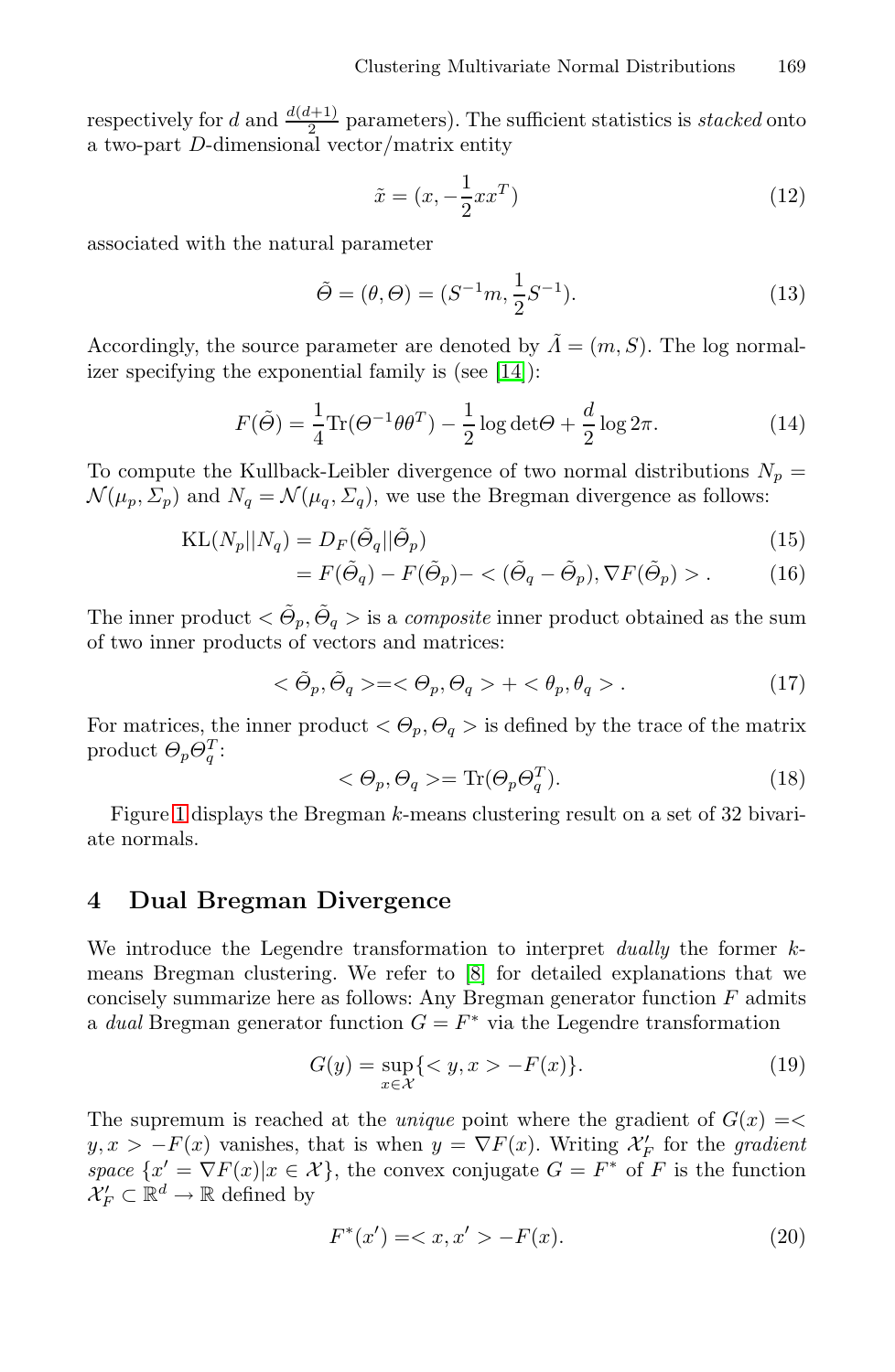respectively for $d$ and $\frac{d(d+1)}{2}$ parameters). The sufficient statistics is *stacked* onto a two-part $D$-dimensional vector/matrix entity

$$\tilde{x} = (x, -\frac{1}{2}xx^T) \tag{12}$$

associated with the natural parameter

$$\tilde{\Theta} = (\theta, \Theta) = (S^{-1}m, \frac{1}{2}S^{-1}). \tag{13}$$

Accordingly, the source parameter are denoted by $\tilde{\Lambda} = (m, S)$. The log normalizer specifying the exponential family is (see [14]):

$$F(\tilde{\Theta}) = \frac{1}{4}\mathrm{Tr}(\Theta^{-1}\theta\theta^T) - \frac{1}{2}\log\det\Theta + \frac{d}{2}\log 2\pi. \tag{14}$$

To compute the Kullback-Leibler divergence of two normal distributions $N_p = \mathcal{N}(\mu_p, \Sigma_p)$ and $N_q = \mathcal{N}(\mu_q, \Sigma_q)$, we use the Bregman divergence as follows:

$$\mathrm{KL}(N_p||N_q) = D_F(\tilde{\Theta}_q||\tilde{\Theta}_p) \tag{15}$$

$$= F(\tilde{\Theta}_q) - F(\tilde{\Theta}_p) - < (\tilde{\Theta}_q - \tilde{\Theta}_p), \nabla F(\tilde{\Theta}_p) > . \tag{16}$$

The inner product $< \tilde{\Theta}_p, \tilde{\Theta}_q >$ is a *composite* inner product obtained as the sum of two inner products of vectors and matrices:

$$< \tilde{\Theta}_p, \tilde{\Theta}_q > = < \Theta_p, \Theta_q > + < \theta_p, \theta_q > . \tag{17}$$

For matrices, the inner product $< \Theta_p, \Theta_q >$ is defined by the trace of the matrix product $\Theta_p\Theta_q^T$:

$$< \Theta_p, \Theta_q > = \mathrm{Tr}(\Theta_p\Theta_q^T). \tag{18}$$

Figure 1 displays the Bregman $k$-means clustering result on a set of 32 bivariate normals.

## 4 Dual Bregman Divergence

We introduce the Legendre transformation to interpret *dually* the former $k$-means Bregman clustering. We refer to [8] for detailed explanations that we concisely summarize here as follows: Any Bregman generator function $F$ admits a *dual* Bregman generator function $G = F^*$ via the Legendre transformation

$$G(y) = \sup_{x\in\mathcal{X}}\{< y, x > - F(x)\}. \tag{19}$$

The supremum is reached at the *unique* point where the gradient of $G(x) = < y, x > - F(x)$ vanishes, that is when $y = \nabla F(x)$. Writing $\mathcal{X}'_F$ for the *gradient space* $\{x' = \nabla F(x) | x \in \mathcal{X}\}$, the convex conjugate $G = F^*$ of $F$ is the function $\mathcal{X}'_F \subset \mathbb{R}^d \rightarrow \mathbb{R}$ defined by

$$F^*(x') = < x, x' > - F(x). \tag{20}$$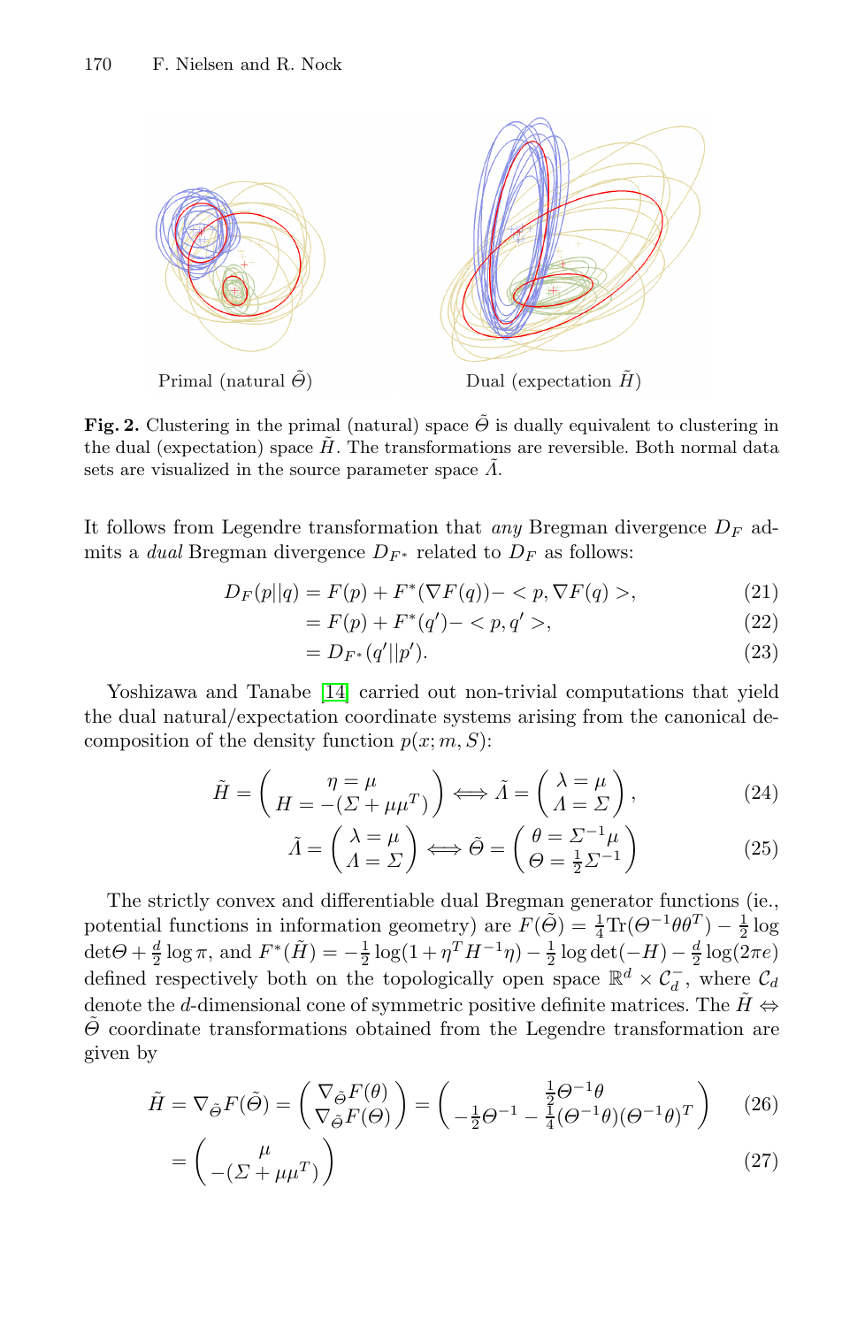Primal (natural $\tilde{\Theta}$) Dual (expectation $\tilde{H}$)

**Fig. 2.** Clustering in the primal (natural) space $\tilde{\Theta}$ is dually equivalent to clustering in the dual (expectation) space $\tilde{H}$. The transformations are reversible. Both normal data sets are visualized in the source parameter space $\tilde{\Lambda}$.

It follows from Legendre transformation that *any* Bregman divergence $D_F$ admits a *dual* Bregman divergence $D_{F^*}$ related to $D_F$ as follows:

$$D_F(p||q) = F(p) + F^*(\nabla F(q)) - < p, \nabla F(q) >, \tag{21}$$

$$= F(p) + F^*(q') - < p, q' >, \tag{22}$$

$$= D_{F^*}(q'||p'). \tag{23}$$

Yoshizawa and Tanabe [14] carried out non-trivial computations that yield the dual natural/expectation coordinate systems arising from the canonical decomposition of the density function $p(x; m, S)$:

$$\tilde{H} = \begin{pmatrix} \eta = \mu \\ H = -(\Sigma + \mu\mu^T) \end{pmatrix} \Longleftrightarrow \tilde{\Lambda} = \begin{pmatrix} \lambda = \mu \\ \Lambda = \Sigma \end{pmatrix}, \tag{24}$$

$$\tilde{\Lambda} = \begin{pmatrix} \lambda = \mu \\ \Lambda = \Sigma \end{pmatrix} \Longleftrightarrow \tilde{\Theta} = \begin{pmatrix} \theta = \Sigma^{-1}\mu \\ \Theta = \frac{1}{2}\Sigma^{-1} \end{pmatrix} \tag{25}$$

The strictly convex and differentiable dual Bregman generator functions (ie., potential functions in information geometry) are $F(\tilde{\Theta}) = \frac{1}{4}\mathrm{Tr}(\Theta^{-1}\theta\theta^T) - \frac{1}{2}\log\det\Theta + \frac{d}{2}\log\pi$, and $F^*(\tilde{H}) = -\frac{1}{2}\log(1 + \eta^T H^{-1}\eta) - \frac{1}{2}\log\det(-H) - \frac{d}{2}\log(2\pi e)$ defined respectively both on the topologically open space $\mathbb{R}^d \times \mathcal{C}_d^-$, where $\mathcal{C}_d$ denote the $d$-dimensional cone of symmetric positive definite matrices. The $\tilde{H} \Leftrightarrow \tilde{\Theta}$ coordinate transformations obtained from the Legendre transformation are given by

$$\tilde{H} = \nabla_{\tilde{\Theta}} F(\tilde{\Theta}) = \begin{pmatrix} \nabla_{\tilde{\Theta}} F(\theta) \\ \nabla_{\tilde{\Theta}} F(\Theta) \end{pmatrix} = \begin{pmatrix} \frac{1}{2}\Theta^{-1}\theta \\ -\frac{1}{2}\Theta^{-1} - \frac{1}{4}(\Theta^{-1}\theta)(\Theta^{-1}\theta)^T \end{pmatrix} \tag{26}$$

$$= \begin{pmatrix} \mu \\ -(\Sigma + \mu\mu^T) \end{pmatrix} \tag{27}$$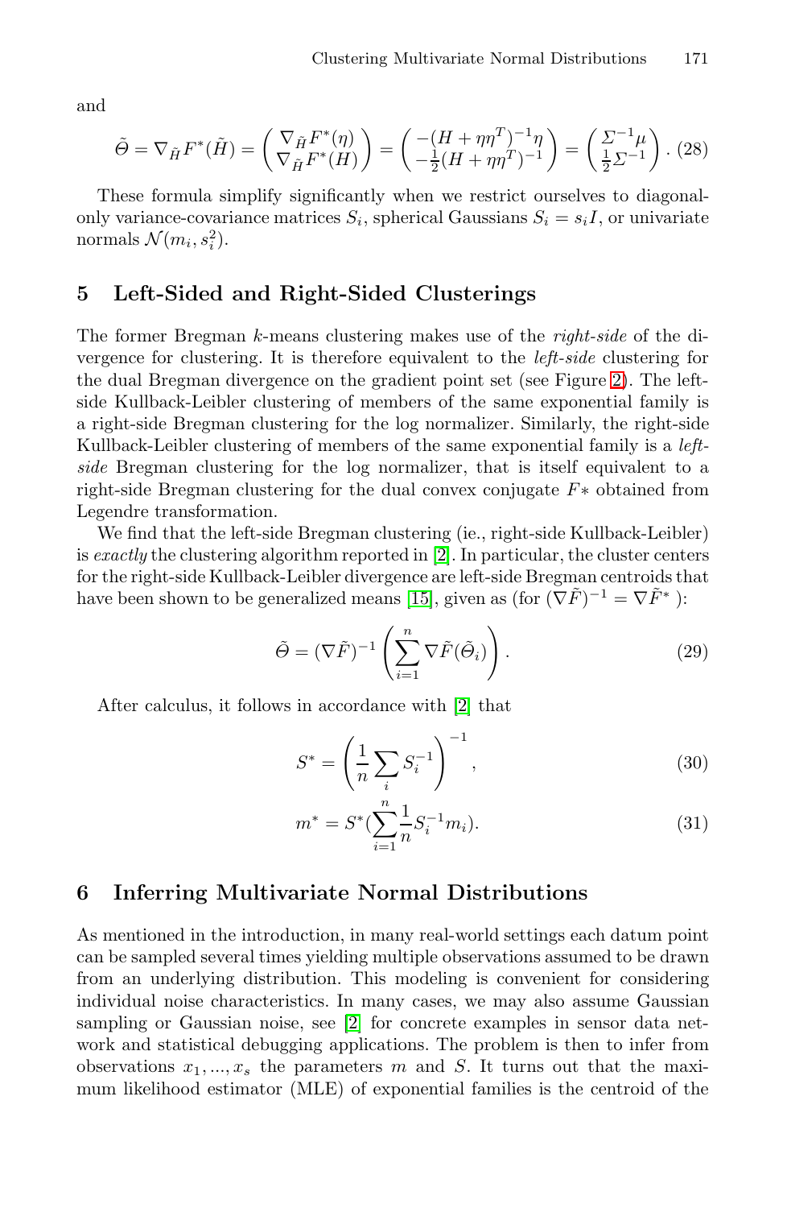and

$$\tilde{\Theta} = \nabla_{\tilde{H}} F^*(\tilde{H}) = \begin{pmatrix} \nabla_{\tilde{H}} F^*(\eta) \\ \nabla_{\tilde{H}} F^*(H) \end{pmatrix} = \begin{pmatrix} -(H + \eta\eta^T)^{-1}\eta \\ -\frac{1}{2}(H + \eta\eta^T)^{-1} \end{pmatrix} = \begin{pmatrix} \Sigma^{-1}\mu \\ \frac{1}{2}\Sigma^{-1} \end{pmatrix}. \quad (28)$$

These formula simplify significantly when we restrict ourselves to diagonal-only variance-covariance matrices $S_i$, spherical Gaussians $S_i = s_i I$, or univariate normals $\mathcal{N}(m_i, s_i^2)$.

## 5 Left-Sided and Right-Sided Clusterings

The former Bregman $k$-means clustering makes use of the *right-side* of the divergence for clustering. It is therefore equivalent to the *left-side* clustering for the dual Bregman divergence on the gradient point set (see Figure 2). The left-side Kullback-Leibler clustering of members of the same exponential family is a right-side Bregman clustering for the log normalizer. Similarly, the right-side Kullback-Leibler clustering of members of the same exponential family is a *left-side* Bregman clustering for the log normalizer, that is itself equivalent to a right-side Bregman clustering for the dual convex conjugate $F*$ obtained from Legendre transformation.

We find that the left-side Bregman clustering (ie., right-side Kullback-Leibler) is *exactly* the clustering algorithm reported in [2]. In particular, the cluster centers for the right-side Kullback-Leibler divergence are left-side Bregman centroids that have been shown to be generalized means [15], given as (for $(\nabla\tilde{F})^{-1} = \nabla\tilde{F}^*$ ):

$$\tilde{\Theta} = (\nabla\tilde{F})^{-1}\left(\sum_{i=1}^{n} \nabla\tilde{F}(\tilde{\Theta}_i)\right). \quad (29)$$

After calculus, it follows in accordance with [2] that

$$S^* = \left(\frac{1}{n}\sum_i S_i^{-1}\right)^{-1}, \quad (30)$$

$$m^* = S^*(\sum_{i=1}^{n} \frac{1}{n} S_i^{-1} m_i). \quad (31)$$

## 6 Inferring Multivariate Normal Distributions

As mentioned in the introduction, in many real-world settings each datum point can be sampled several times yielding multiple observations assumed to be drawn from an underlying distribution. This modeling is convenient for considering individual noise characteristics. In many cases, we may also assume Gaussian sampling or Gaussian noise, see [2] for concrete examples in sensor data network and statistical debugging applications. The problem is then to infer from observations $x_1, ..., x_s$ the parameters $m$ and $S$. It turns out that the maximum likelihood estimator (MLE) of exponential families is the centroid of the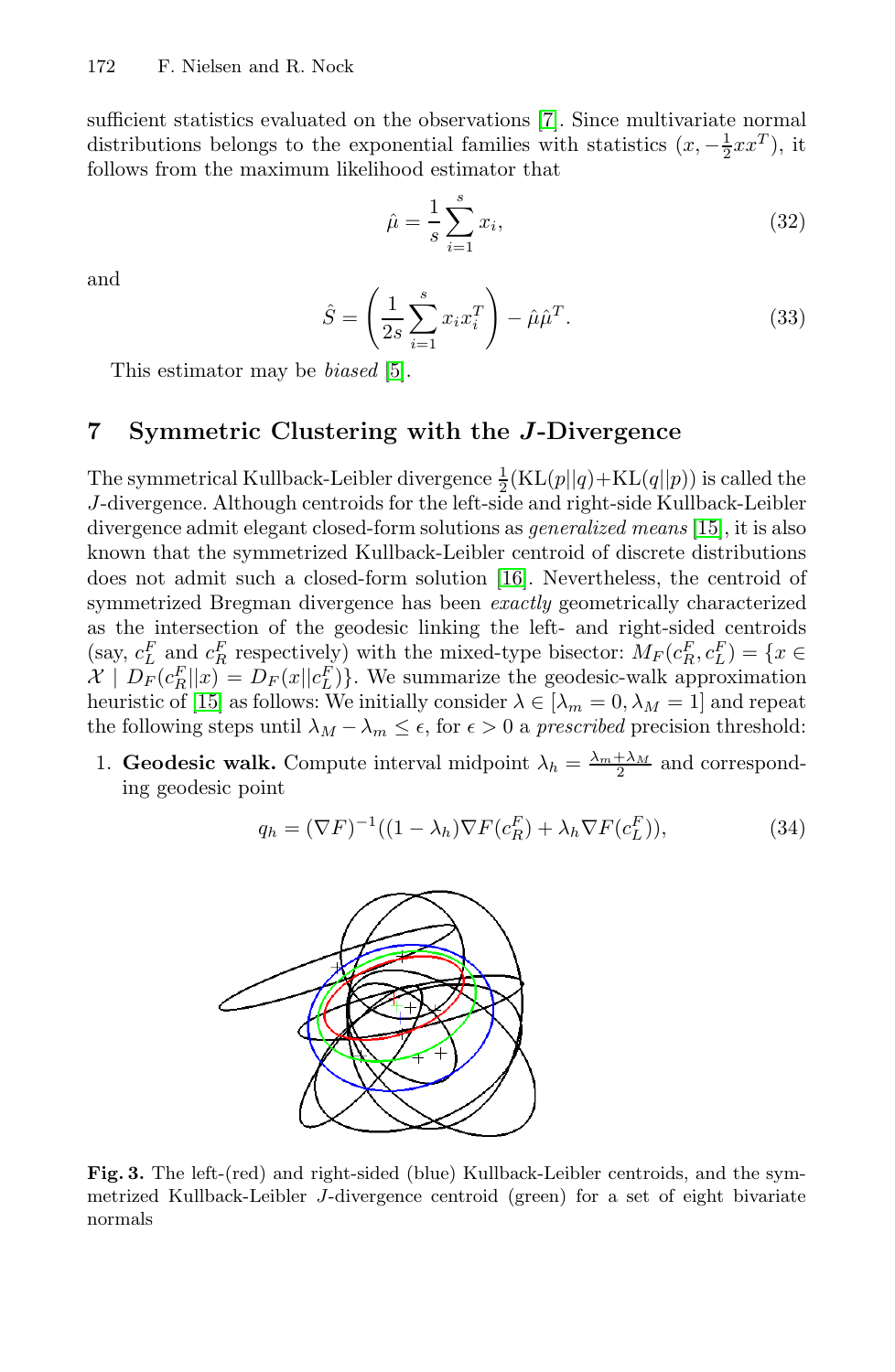sufficient statistics evaluated on the observations [7]. Since multivariate normal distributions belongs to the exponential families with statistics $(x, -\frac{1}{2}xx^T)$, it follows from the maximum likelihood estimator that

$$\hat{\mu} = \frac{1}{s}\sum_{i=1}^{s} x_i, \tag{32}$$

and

$$\hat{S} = \left(\frac{1}{2s}\sum_{i=1}^{s} x_i x_i^T\right) - \hat{\mu}\hat{\mu}^T. \tag{33}$$

This estimator may be *biased* [5].

## 7 Symmetric Clustering with the $J$-Divergence

The symmetrical Kullback-Leibler divergence $\frac{1}{2}(\mathrm{KL}(p||q)+\mathrm{KL}(q||p))$ is called the $J$-divergence. Although centroids for the left-side and right-side Kullback-Leibler divergence admit elegant closed-form solutions as *generalized means* [15], it is also known that the symmetrized Kullback-Leibler centroid of discrete distributions does not admit such a closed-form solution [16]. Nevertheless, the centroid of symmetrized Bregman divergence has been *exactly* geometrically characterized as the intersection of the geodesic linking the left- and right-sided centroids (say, $c_L^F$ and $c_R^F$ respectively) with the mixed-type bisector: $M_F(c_R^F, c_L^F) = \{x \in \mathcal{X} \mid D_F(c_R^F||x) = D_F(x||c_L^F)\}$. We summarize the geodesic-walk approximation heuristic of [15] as follows: We initially consider $\lambda \in [\lambda_m = 0, \lambda_M = 1]$ and repeat the following steps until $\lambda_M - \lambda_m \leq \epsilon$, for $\epsilon > 0$ a *prescribed* precision threshold:

1. **Geodesic walk.** Compute interval midpoint $\lambda_h = \frac{\lambda_m+\lambda_M}{2}$ and corresponding geodesic point

$$q_h = (\nabla F)^{-1}((1-\lambda_h)\nabla F(c_R^F) + \lambda_h \nabla F(c_L^F)), \tag{34}$$

**Fig. 3.** The left-(red) and right-sided (blue) Kullback-Leibler centroids, and the symmetrized Kullback-Leibler $J$-divergence centroid (green) for a set of eight bivariate normals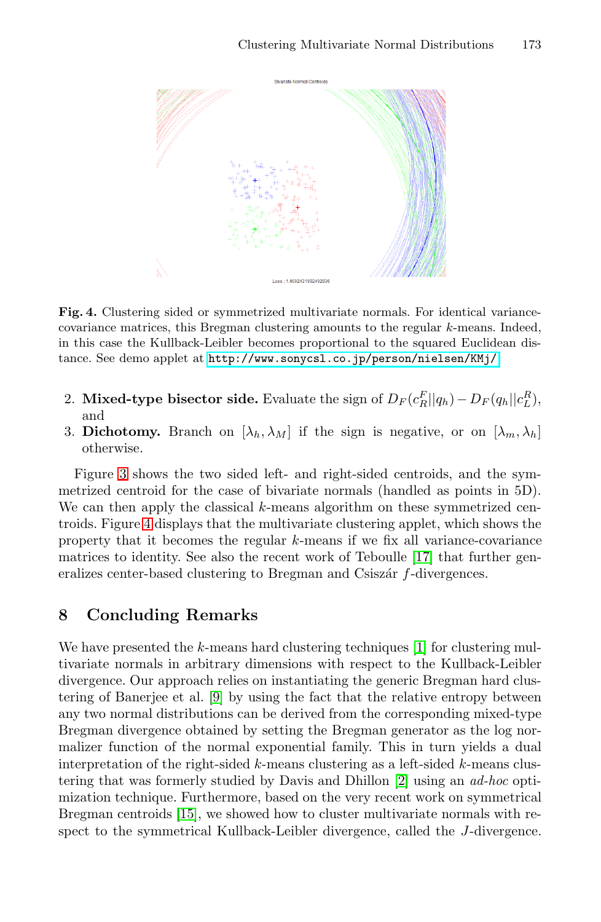**Fig. 4.** Clustering sided or symmetrized multivariate normals. For identical variance-covariance matrices, this Bregman clustering amounts to the regular $k$-means. Indeed, in this case the Kullback-Leibler becomes proportional to the squared Euclidean distance. See demo applet at http://www.sonycsl.co.jp/person/nielsen/KMj/

2. **Mixed-type bisector side.** Evaluate the sign of $D_F(c_R^F||q_h) - D_F(q_h||c_L^R)$, and
3. **Dichotomy.** Branch on $[\lambda_h, \lambda_M]$ if the sign is negative, or on $[\lambda_m, \lambda_h]$ otherwise.

Figure 3 shows the two sided left- and right-sided centroids, and the symmetrized centroid for the case of bivariate normals (handled as points in 5D). We can then apply the classical $k$-means algorithm on these symmetrized centroids. Figure 4 displays that the multivariate clustering applet, which shows the property that it becomes the regular $k$-means if we fix all variance-covariance matrices to identity. See also the recent work of Teboulle [17] that further generalizes center-based clustering to Bregman and Csiszár $f$-divergences.

## 8 Concluding Remarks

We have presented the $k$-means hard clustering techniques [1] for clustering multivariate normals in arbitrary dimensions with respect to the Kullback-Leibler divergence. Our approach relies on instantiating the generic Bregman hard clustering of Banerjee et al. [9] by using the fact that the relative entropy between any two normal distributions can be derived from the corresponding mixed-type Bregman divergence obtained by setting the Bregman generator as the log normalizer function of the normal exponential family. This in turn yields a dual interpretation of the right-sided $k$-means clustering as a left-sided $k$-means clustering that was formerly studied by Davis and Dhillon [2] using an *ad-hoc* optimization technique. Furthermore, based on the very recent work on symmetrical Bregman centroids [15], we showed how to cluster multivariate normals with respect to the symmetrical Kullback-Leibler divergence, called the $J$-divergence.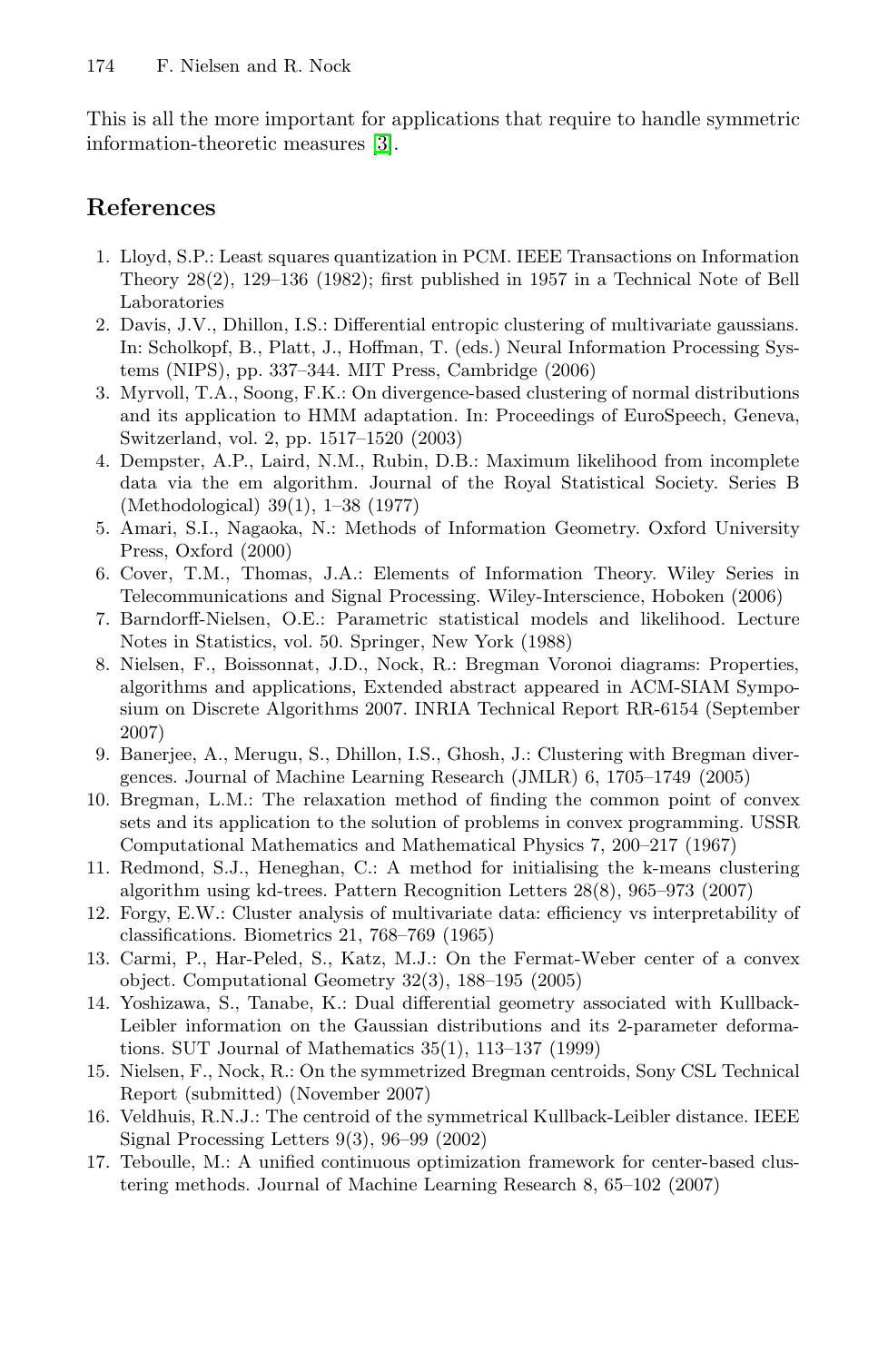This is all the more important for applications that require to handle symmetric information-theoretic measures [3].

## References

1. Lloyd, S.P.: Least squares quantization in PCM. IEEE Transactions on Information Theory 28(2), 129–136 (1982); first published in 1957 in a Technical Note of Bell Laboratories
2. Davis, J.V., Dhillon, I.S.: Differential entropic clustering of multivariate gaussians. In: Scholkopf, B., Platt, J., Hoffman, T. (eds.) Neural Information Processing Systems (NIPS), pp. 337–344. MIT Press, Cambridge (2006)
3. Myrvoll, T.A., Soong, F.K.: On divergence-based clustering of normal distributions and its application to HMM adaptation. In: Proceedings of EuroSpeech, Geneva, Switzerland, vol. 2, pp. 1517–1520 (2003)
4. Dempster, A.P., Laird, N.M., Rubin, D.B.: Maximum likelihood from incomplete data via the em algorithm. Journal of the Royal Statistical Society. Series B (Methodological) 39(1), 1–38 (1977)
5. Amari, S.I., Nagaoka, N.: Methods of Information Geometry. Oxford University Press, Oxford (2000)
6. Cover, T.M., Thomas, J.A.: Elements of Information Theory. Wiley Series in Telecommunications and Signal Processing. Wiley-Interscience, Hoboken (2006)
7. Barndorff-Nielsen, O.E.: Parametric statistical models and likelihood. Lecture Notes in Statistics, vol. 50. Springer, New York (1988)
8. Nielsen, F., Boissonnat, J.D., Nock, R.: Bregman Voronoi diagrams: Properties, algorithms and applications, Extended abstract appeared in ACM-SIAM Symposium on Discrete Algorithms 2007. INRIA Technical Report RR-6154 (September 2007)
9. Banerjee, A., Merugu, S., Dhillon, I.S., Ghosh, J.: Clustering with Bregman divergences. Journal of Machine Learning Research (JMLR) 6, 1705–1749 (2005)
10. Bregman, L.M.: The relaxation method of finding the common point of convex sets and its application to the solution of problems in convex programming. USSR Computational Mathematics and Mathematical Physics 7, 200–217 (1967)
11. Redmond, S.J., Heneghan, C.: A method for initialising the k-means clustering algorithm using kd-trees. Pattern Recognition Letters 28(8), 965–973 (2007)
12. Forgy, E.W.: Cluster analysis of multivariate data: efficiency vs interpretability of classifications. Biometrics 21, 768–769 (1965)
13. Carmi, P., Har-Peled, S., Katz, M.J.: On the Fermat-Weber center of a convex object. Computational Geometry 32(3), 188–195 (2005)
14. Yoshizawa, S., Tanabe, K.: Dual differential geometry associated with Kullback-Leibler information on the Gaussian distributions and its 2-parameter deformations. SUT Journal of Mathematics 35(1), 113–137 (1999)
15. Nielsen, F., Nock, R.: On the symmetrized Bregman centroids, Sony CSL Technical Report (submitted) (November 2007)
16. Veldhuis, R.N.J.: The centroid of the symmetrical Kullback-Leibler distance. IEEE Signal Processing Letters 9(3), 96–99 (2002)
17. Teboulle, M.: A unified continuous optimization framework for center-based clustering methods. Journal of Machine Learning Research 8, 65–102 (2007)